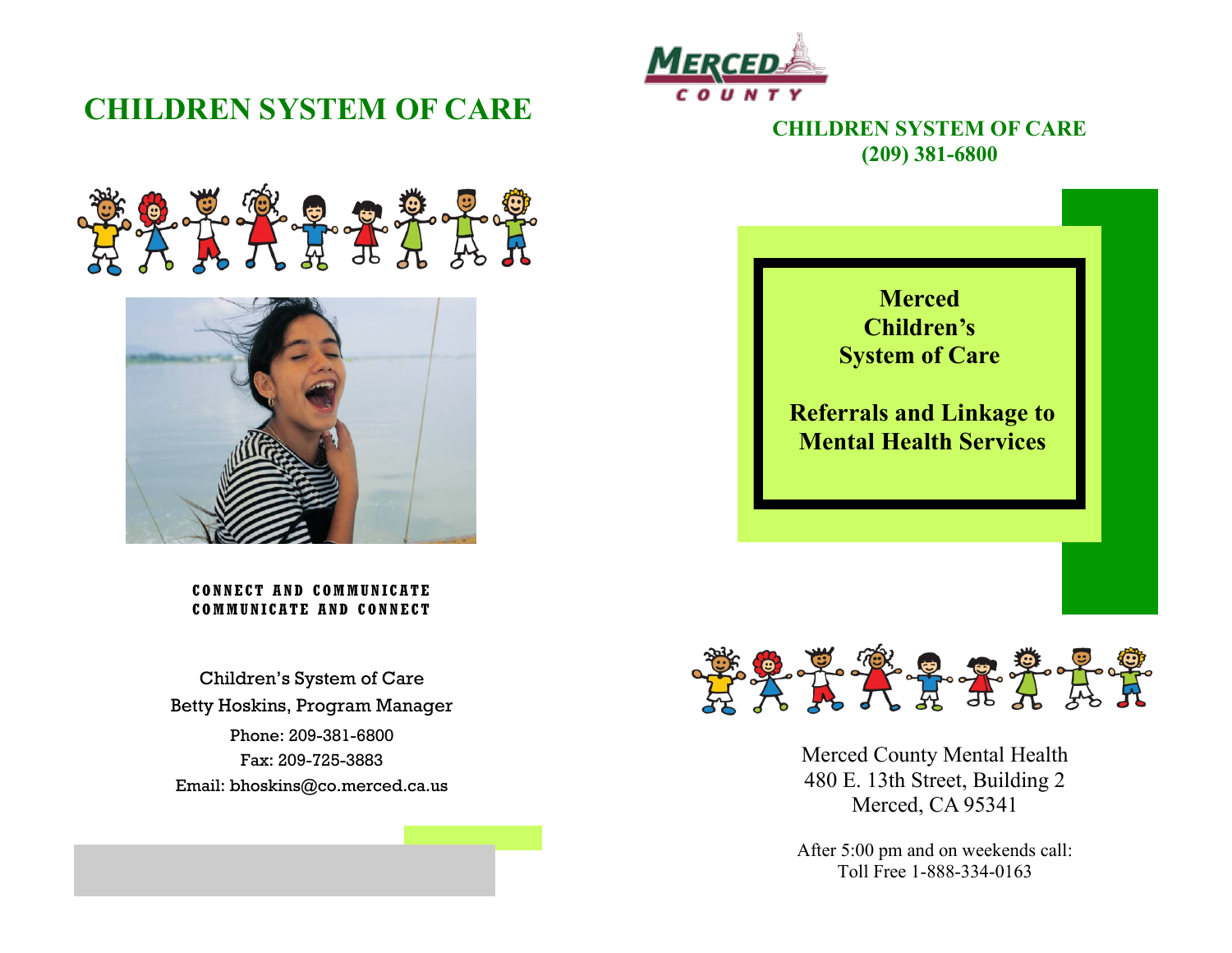# CHILDREN SYSTEM OF CARE

**CONNECT AND COMMUNICATE**
**COMMUNICATE AND CONNECT**

Children's System of Care
Betty Hoskins, Program Manager
Phone: 209-381-6800
Fax: 209-725-3883
Email: bhoskins@co.merced.ca.us

MERCED COUNTY

## CHILDREN SYSTEM OF CARE
## (209) 381-6800

**Merced Children's System of Care**

**Referrals and Linkage to Mental Health Services**

Merced County Mental Health
480 E. 13th Street, Building 2
Merced, CA 95341

After 5:00 pm and on weekends call:
Toll Free 1-888-334-0163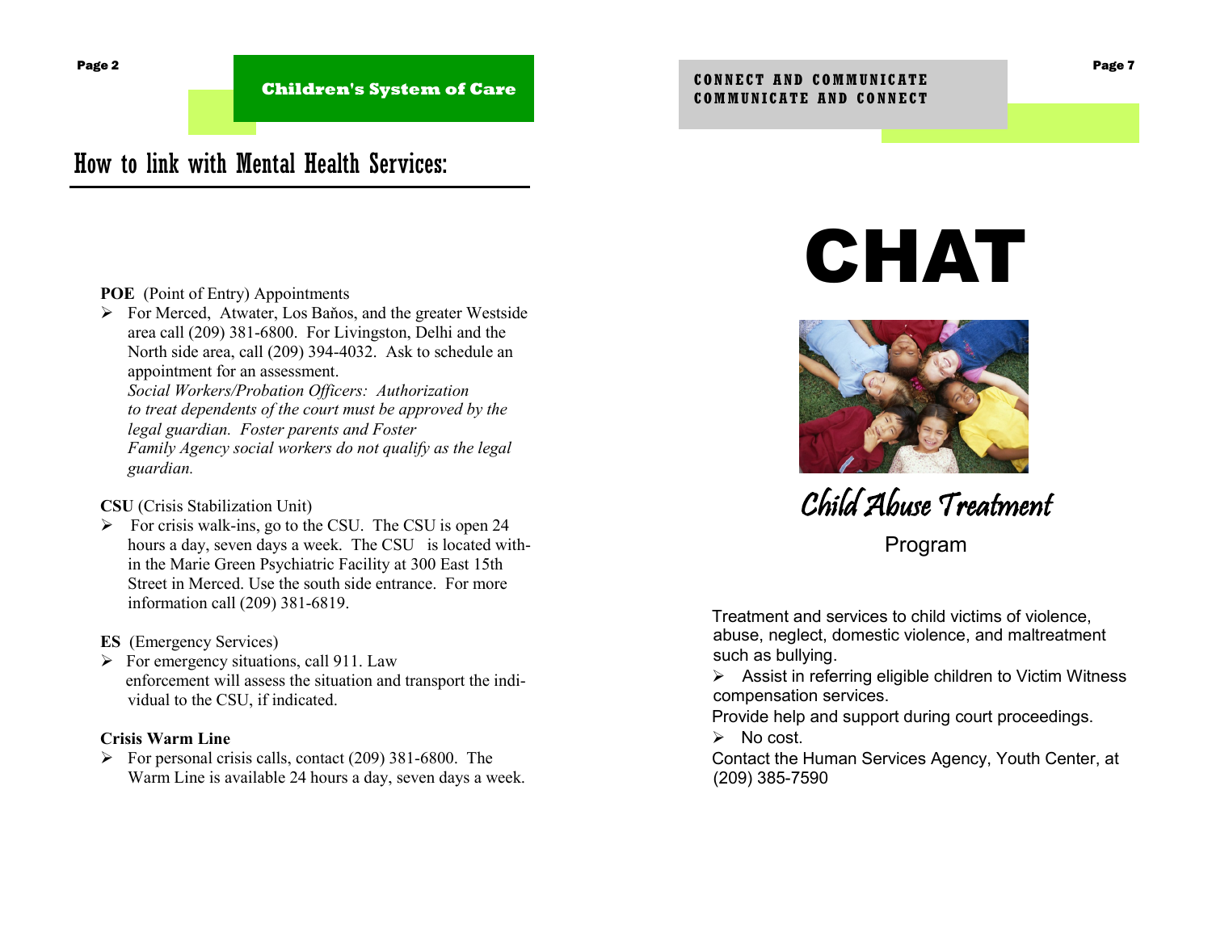## Children's System of Care

# How to link with Mental Health Services:

**POE** (Point of Entry) Appointments

- For Merced, Atwater, Los Baňos, and the greater Westside area call (209) 381-6800. For Livingston, Delhi and the North side area, call (209) 394-4032. Ask to schedule an appointment for an assessment.
  *Social Workers/Probation Officers: Authorization to treat dependents of the court must be approved by the legal guardian. Foster parents and Foster Family Agency social workers do not qualify as the legal guardian.*

**CSU** (Crisis Stabilization Unit)

- For crisis walk-ins, go to the CSU. The CSU is open 24 hours a day, seven days a week. The CSU is located within the Marie Green Psychiatric Facility at 300 East 15th Street in Merced. Use the south side entrance. For more information call (209) 381-6819.

**ES** (Emergency Services)

- For emergency situations, call 911. Law enforcement will assess the situation and transport the individual to the CSU, if indicated.

**Crisis Warm Line**

- For personal crisis calls, contact (209) 381-6800. The Warm Line is available 24 hours a day, seven days a week.

## CONNECT AND COMMUNICATE
## COMMUNICATE AND CONNECT

# CHAT

## Child Abuse Treatment

Program

Treatment and services to child victims of violence, abuse, neglect, domestic violence, and maltreatment such as bullying.

- Assist in referring eligible children to Victim Witness compensation services.

Provide help and support during court proceedings.

- No cost.

Contact the Human Services Agency, Youth Center, at (209) 385-7590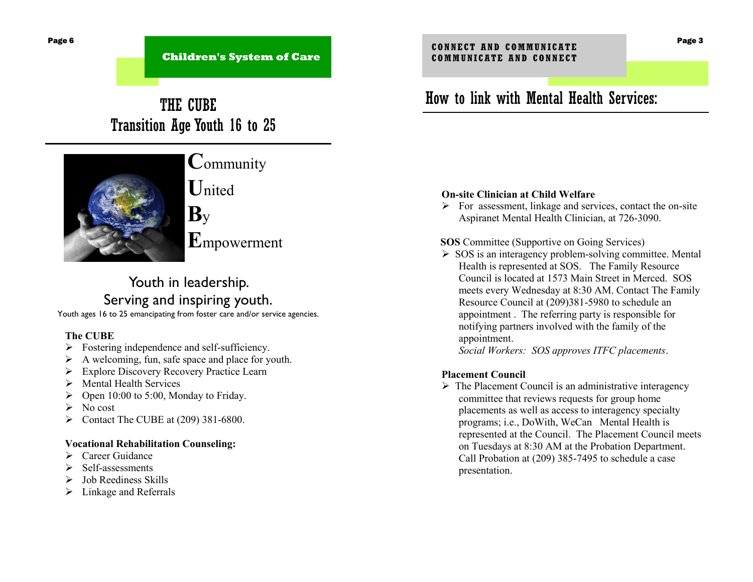**Children's System of Care**

# THE CUBE
## Transition Age Youth 16 to 25

**C**ommunity
**U**nited
**B**y
**E**mpowerment

Youth in leadership.
Serving and inspiring youth.

Youth ages 16 to 25 emancipating from foster care and/or service agencies.

**The CUBE**

- Fostering independence and self-sufficiency.
- A welcoming, fun, safe space and place for youth.
- Explore Discovery Recovery Practice Learn
- Mental Health Services
- Open 10:00 to 5:00, Monday to Friday.
- No cost
- Contact The CUBE at (209) 381-6800.

**Vocational Rehabilitation Counseling:**

- Career Guidance
- Self-assessments
- Job Reediness Skills
- Linkage and Referrals

**CONNECT AND COMMUNICATE**
**COMMUNICATE AND CONNECT**

# How to link with Mental Health Services:

**On-site Clinician at Child Welfare**

- For assessment, linkage and services, contact the on-site Aspiranet Mental Health Clinician, at 726-3090.

**SOS** Committee (Supportive on Going Services)

- SOS is an interagency problem-solving committee. Mental Health is represented at SOS. The Family Resource Council is located at 1573 Main Street in Merced. SOS meets every Wednesday at 8:30 AM. Contact The Family Resource Council at (209)381-5980 to schedule an appointment . The referring party is responsible for notifying partners involved with the family of the appointment.
  *Social Workers: SOS approves ITFC placements*.

**Placement Council**

- The Placement Council is an administrative interagency committee that reviews requests for group home placements as well as access to interagency specialty programs; i.e., DoWith, WeCan Mental Health is represented at the Council. The Placement Council meets on Tuesdays at 8:30 AM at the Probation Department. Call Probation at (209) 385-7495 to schedule a case presentation.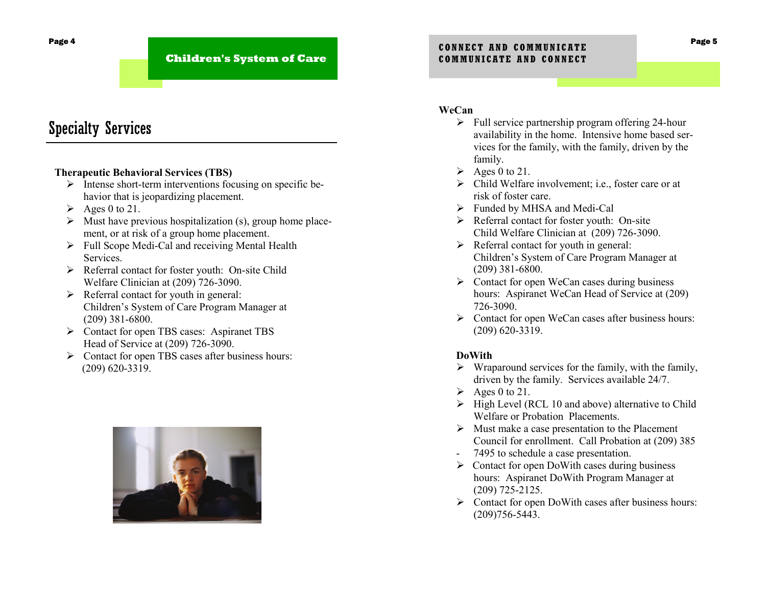Children's System of Test

# Specialty Services

**Therapeutic Behavioral Services (TBS)**

- Intense short-term interventions focusing on specific behavior that is jeopardizing placement.
- Ages 0 to 21.
- Must have previous hospitalization (s), group home placement, or at risk of a group home placement.
- Full Scope Medi-Cal and receiving Mental Health Services.
- Referral contact for foster youth: On-site Child Welfare Clinician at (209) 726-3090.
- Referral contact for youth in general: Children's System of Care Program Manager at (209) 381-6800.
- Contact for open TBS cases: Aspiranet TBS Head of Service at (209) 726-3090.
- Contact for open TBS cases after business hours: (209) 620-3319.

CONNECT AND COMMUNICATE
COMMUNICATE AND CONNECT

**WeCan**

- Full service partnership program offering 24-hour availability in the home. Intensive home based services for the family, with the family, driven by the family.
- Ages 0 to 21.
- Child Welfare involvement; i.e., foster care or at risk of foster care.
- Funded by MHSA and Medi-Cal
- Referral contact for foster youth: On-site Child Welfare Clinician at (209) 726-3090.
- Referral contact for youth in general: Children's System of Care Program Manager at (209) 381-6800.
- Contact for open WeCan cases during business hours: Aspiranet WeCan Head of Service at (209) 726-3090.
- Contact for open WeCan cases after business hours: (209) 620-3319.

**DoWith**

- Wraparound services for the family, with the family, driven by the family. Services available 24/7.
- Ages 0 to 21.
- High Level (RCL 10 and above) alternative to Child Welfare or Probation Placements.
- Must make a case presentation to the Placement Council for enrollment. Call Probation at (209) 385 - 7495 to schedule a case presentation.
- Contact for open DoWith cases during business hours: Aspiranet DoWith Program Manager at (209) 725-2125.
- Contact for open DoWith cases after business hours: (209)756-5443.

Children's System of Care

# Specialty Services

**Therapeutic Behavioral Services (TBS)**

- Intense short-term interventions focusing on specific behavior that is jeopardizing placement.
- Ages 0 to 21.
- Must have previous hospitalization (s), group home placement, or at risk of a group home placement.
- Full Scope Medi-Cal and receiving Mental Health Services.
- Referral contact for foster youth: On-site Child Welfare Clinician at (209) 726-3090.
- Referral contact for youth in general: Children's System of Care Program Manager at (209) 381-6800.
- Contact for open TBS cases: Aspiranet TBS Head of Service at (209) 726-3090.
- Contact for open TBS cases after business hours: (209) 620-3319.

CONNECT AND COMMUNICATE
COMMUNICATE AND CONNECT

**WeCan**

- Full service partnership program offering 24-hour availability in the home. Intensive home based services for the family, with the family, driven by the family.
- Ages 0 to 21.
- Child Welfare involvement; i.e., foster care or at risk of foster care.
- Funded by MHSA and Medi-Cal
- Referral contact for foster youth: On-site Child Welfare Clinician at (209) 726-3090.
- Referral contact for youth in general: Children's System of Care Program Manager at (209) 381-6800.
- Contact for open WeCan cases during business hours: Aspiranet WeCan Head of Service at (209) 726-3090.
- Contact for open WeCan cases after business hours: (209) 620-3319.

**DoWith**

- Wraparound services for the family, with the family, driven by the family. Services available 24/7.
- Ages 0 to 21.
- High Level (RCL 10 and above) alternative to Child Welfare or Probation Placements.
- Must make a case presentation to the Placement Council for enrollment. Call Probation at (209) 385 - 7495 to schedule a case presentation.
- Contact for open DoWith cases during business hours: Aspiranet DoWith Program Manager at (209) 725-2125.
- Contact for open DoWith cases after business hours: (209)756-5443.